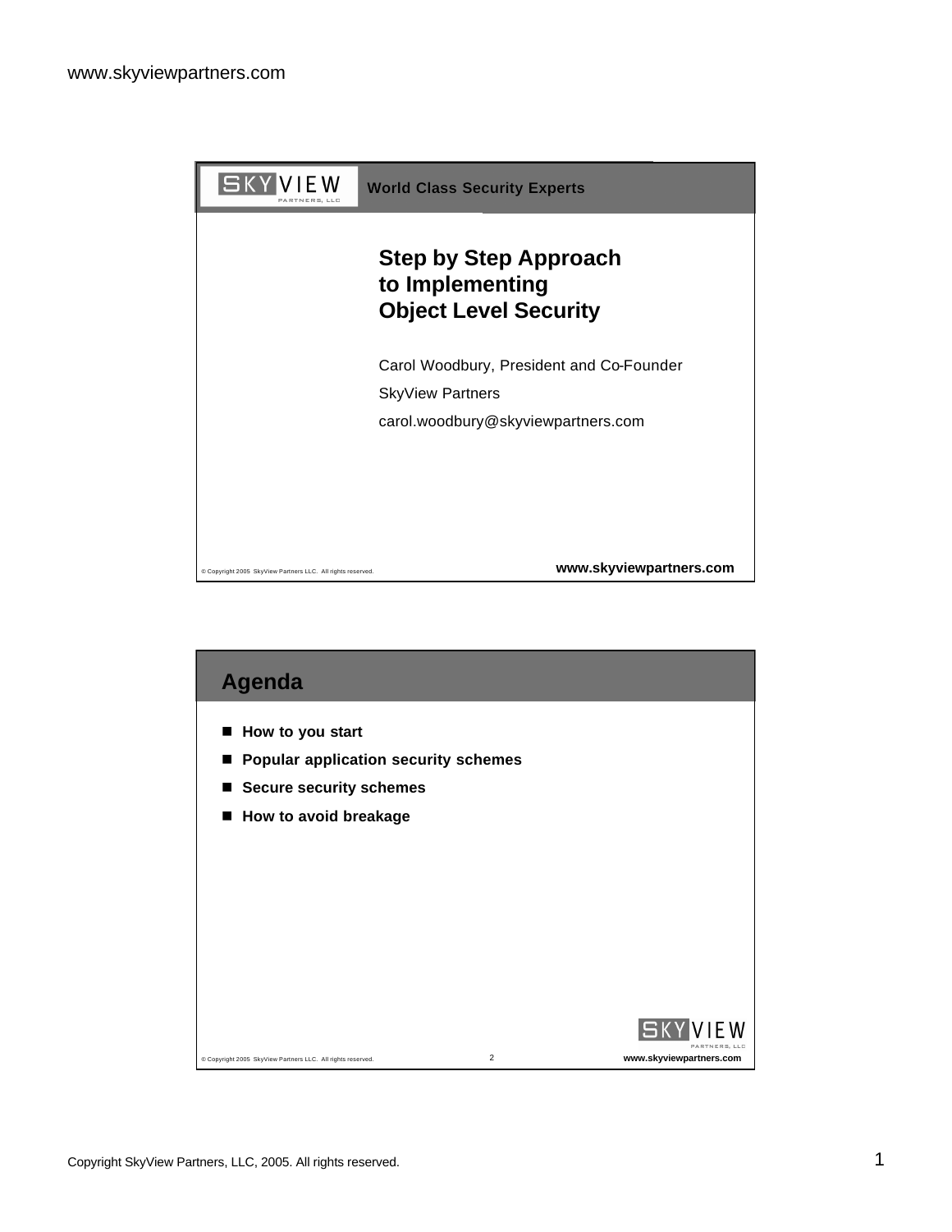World Class Security Experts

# Step by Step Approach to Implementing Object Level Security

Carol Woodbury, President and Co-Founder

SkyView Partners

carol.woodbury@skyviewpartners.com

## Agenda

- How to you start
- Popular application security schemes
- Secure security schemes
- How to avoid breakage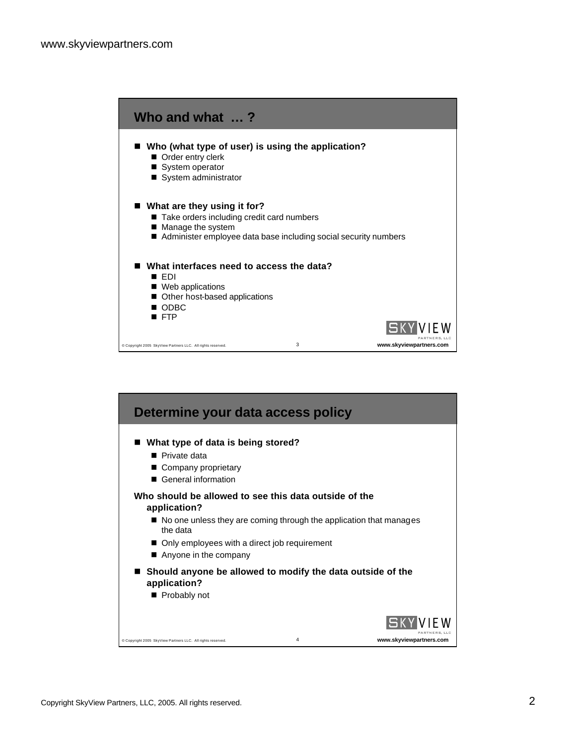## Who and what … ?

- **Who (what type of user) is using the application?**
  - Order entry clerk
  - System operator
  - System administrator
- **What are they using it for?**
  - Take orders including credit card numbers
  - Manage the system
  - Administer employee data base including social security numbers
- **What interfaces need to access the data?**
  - EDI
  - Web applications
  - Other host-based applications
  - ODBC
  - FTP

## Determine your data access policy

- **What type of data is being stored?**
  - Private data
  - Company proprietary
  - General information

**Who should be allowed to see this data outside of the application?**

- No one unless they are coming through the application that manages the data
- Only employees with a direct job requirement
- Anyone in the company

- **Should anyone be allowed to modify the data outside of the application?**
  - Probably not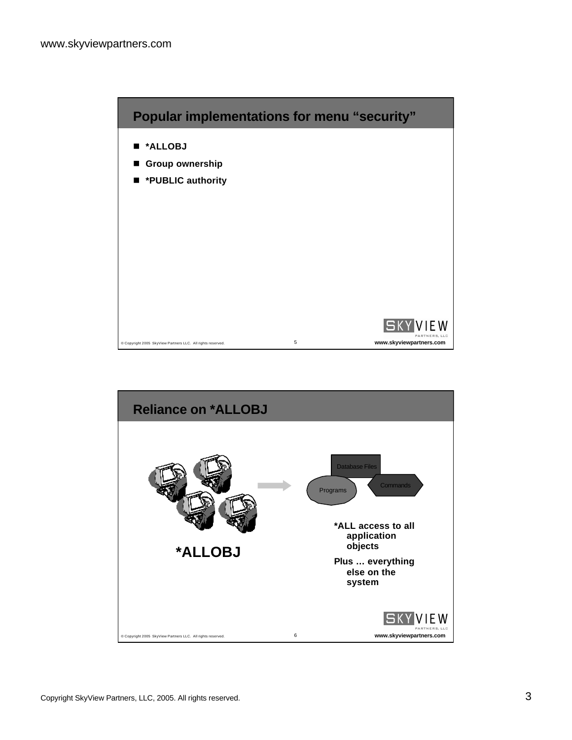## Popular implementations for menu "security"

- *ALLOBJ
- Group ownership
- *PUBLIC authority

## Reliance on *ALLOBJ

Database Files

Programs

Commands

*ALLOBJ

*ALL access to all application objects

Plus … everything else on the system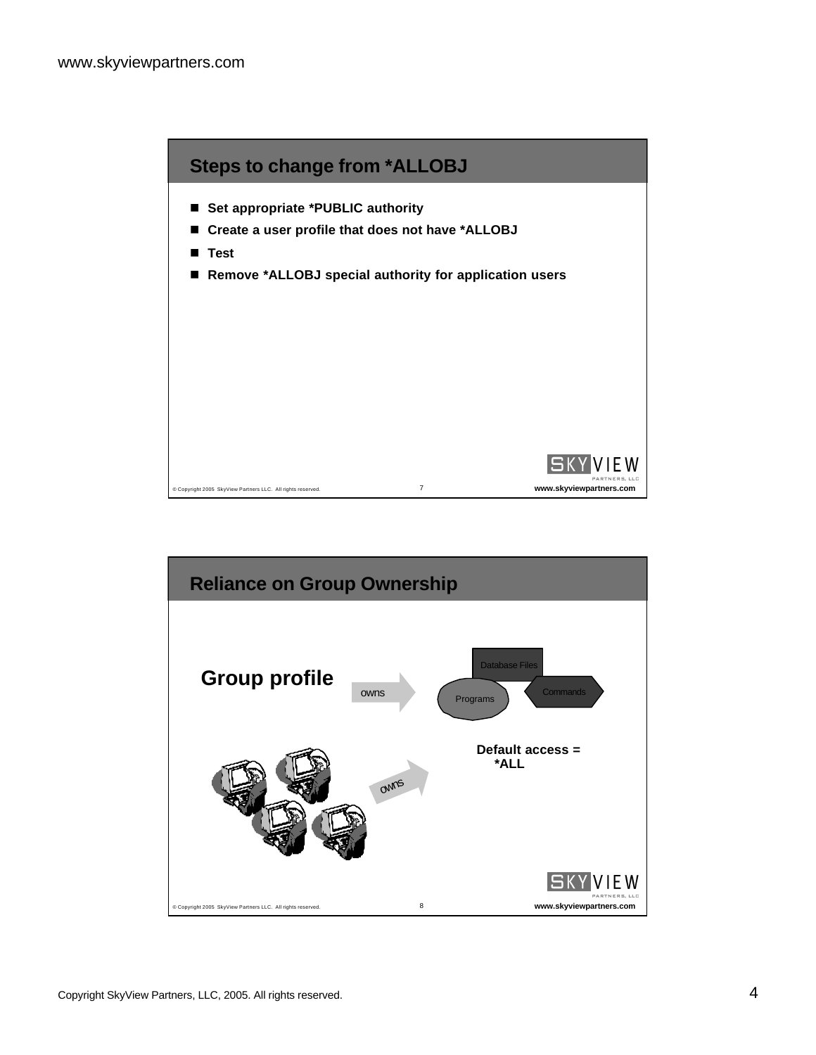## Steps to change from *ALLOBJ

- Set appropriate *PUBLIC authority
- Create a user profile that does not have *ALLOBJ
- Test
- Remove *ALLOBJ special authority for application users

## Reliance on Group Ownership

Group profile — owns → Database Files, Programs, Commands

owns

Default access = *ALL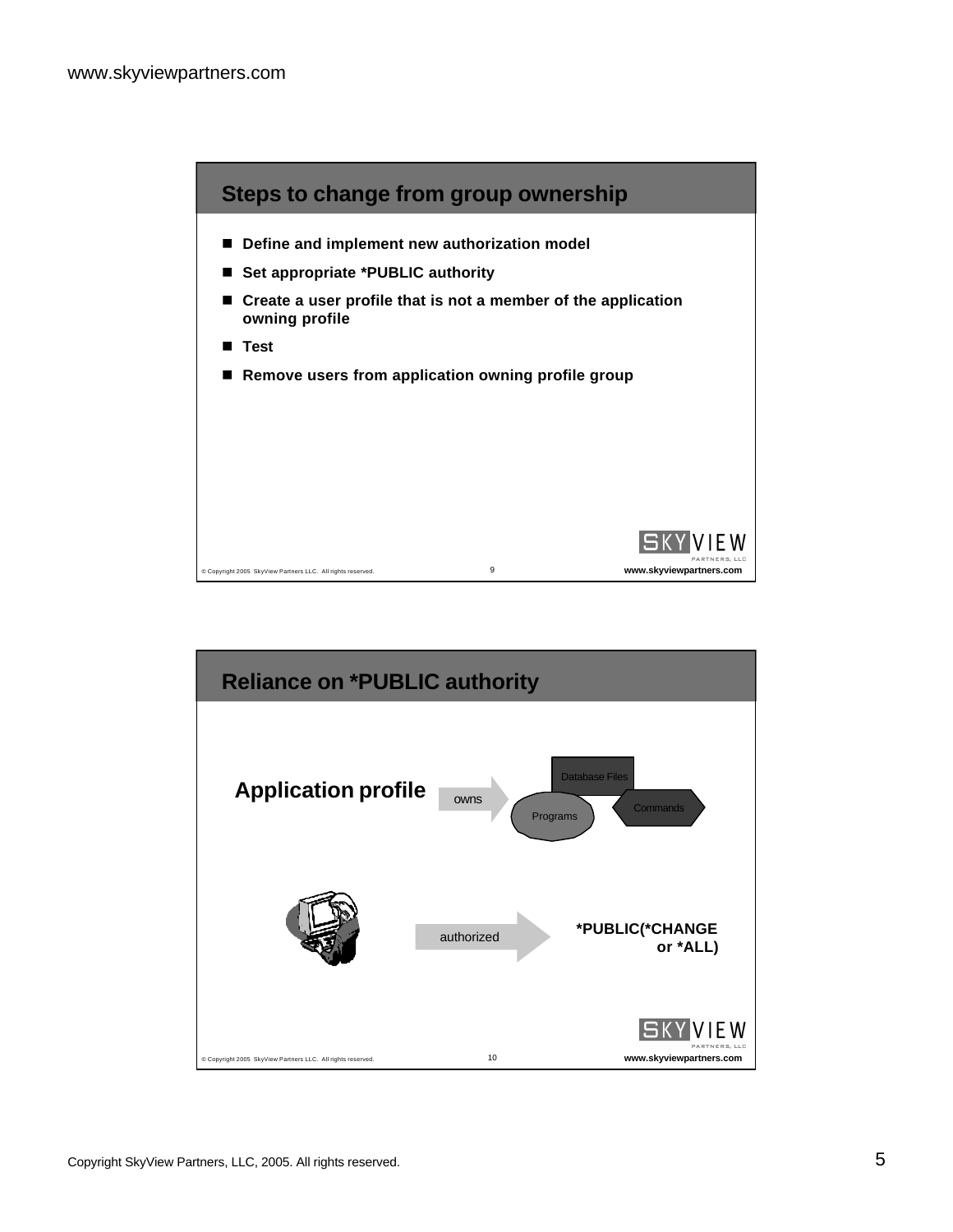## Steps to change from group ownership

- Define and implement new authorization model
- Set appropriate *PUBLIC authority
- Create a user profile that is not a member of the application owning profile
- Test
- Remove users from application owning profile group

## Reliance on *PUBLIC authority

**Application profile** → owns → Database Files, Programs, Commands

User → authorized → *PUBLIC(*CHANGE or *ALL)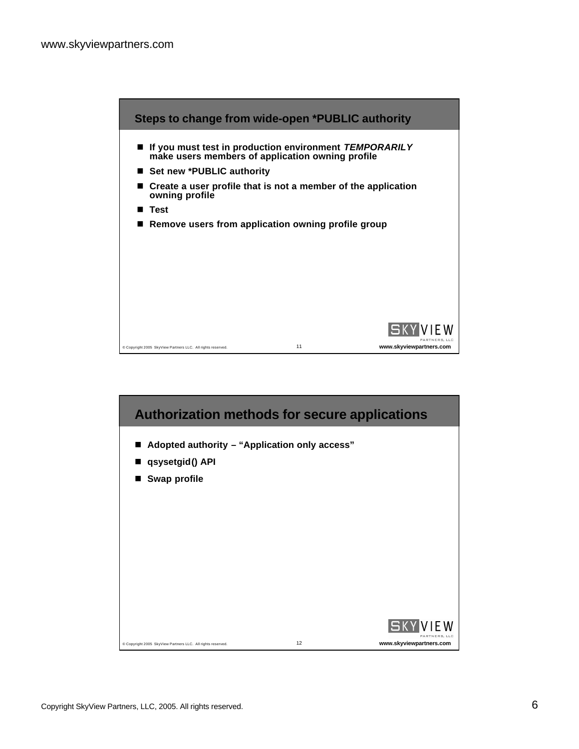## Steps to change from wide-open *PUBLIC authority

- **If you must test in production environment *TEMPORARILY* make users members of application owning profile**
- **Set new *PUBLIC authority**
- **Create a user profile that is not a member of the application owning profile**
- **Test**
- **Remove users from application owning profile group**

## Authorization methods for secure applications

- **Adopted authority – "Application only access"**
- **qsysetgid() API**
- **Swap profile**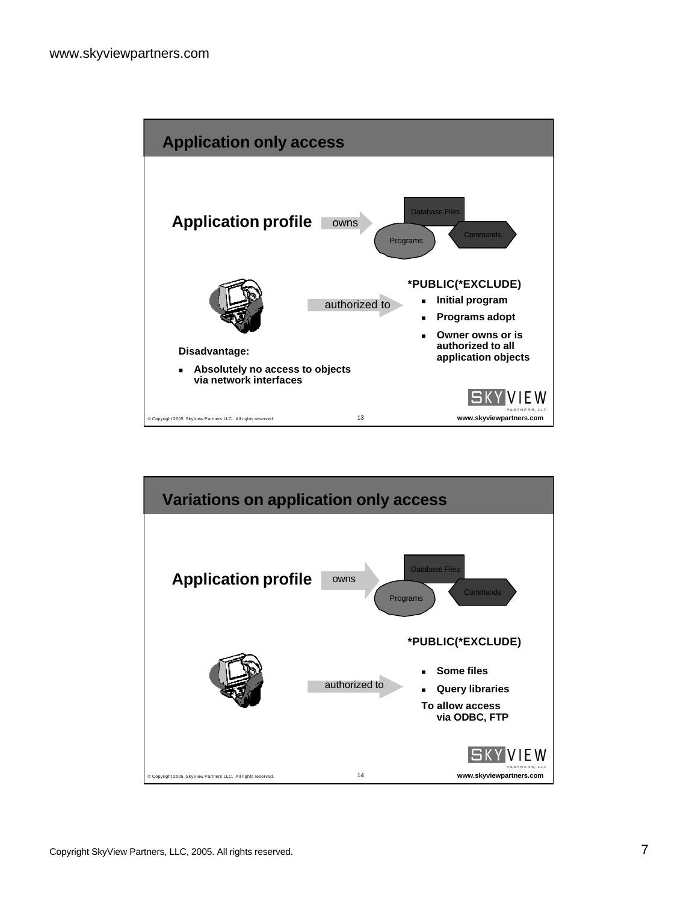## Application only access

**Application profile** owns → Database Files, Programs, Commands

authorized to → **\*PUBLIC(\*EXCLUDE)**

- **Initial program**
- **Programs adopt**
- **Owner owns or is authorized to all application objects**

**Disadvantage:**

- **Absolutely no access to objects via network interfaces**

## Variations on application only access

**Application profile** owns → Database Files, Programs, Commands

authorized to → **\*PUBLIC(\*EXCLUDE)**

- **Some files**
- **Query libraries**

**To allow access via ODBC, FTP**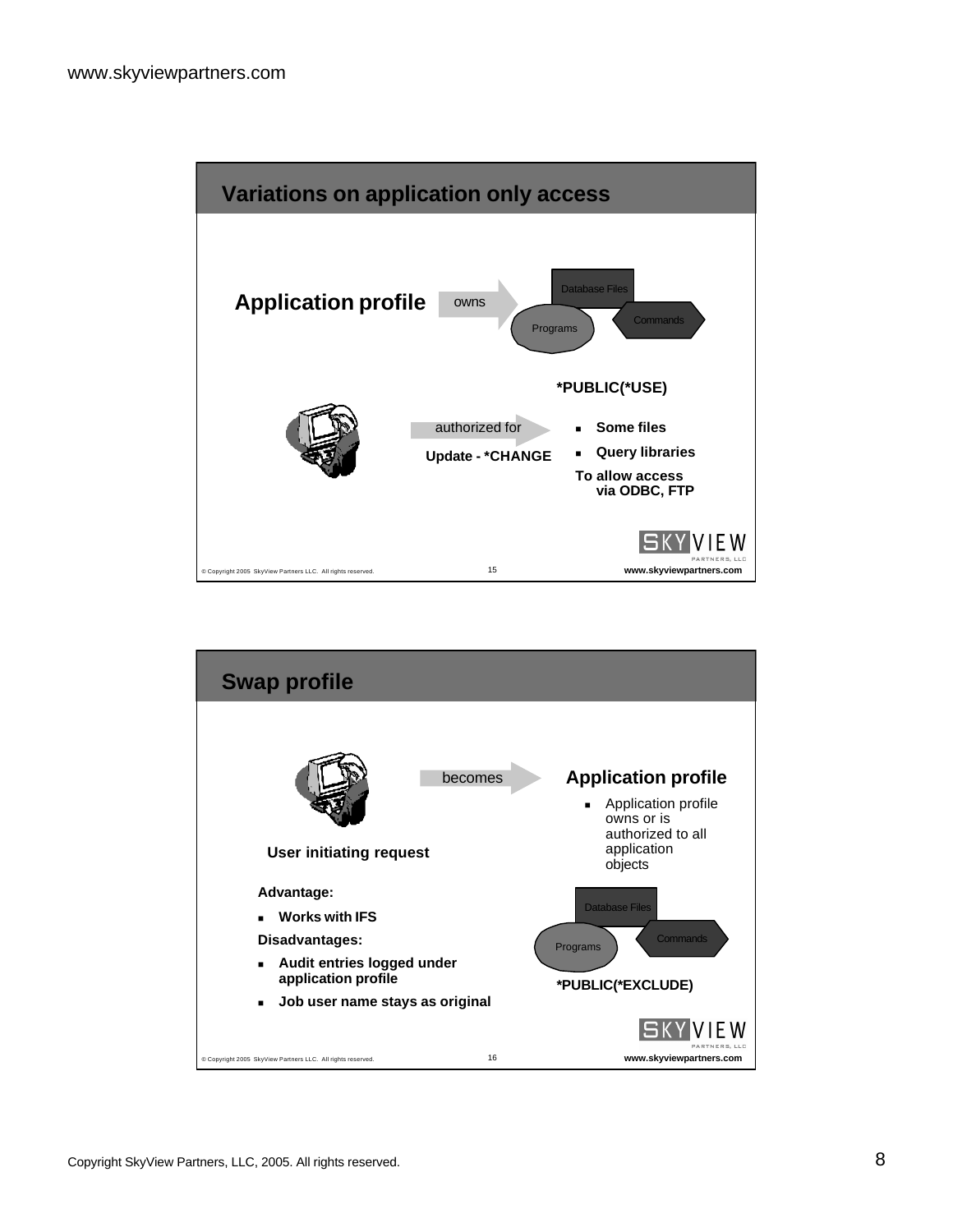## Variations on application only access

**Application profile** owns Database Files, Programs, Commands

**\*PUBLIC(\*USE)**

authorized for

**Update - \*CHANGE**

- **Some files**
- **Query libraries**

**To allow access via ODBC, FTP**

## Swap profile

**User initiating request** becomes **Application profile**

- Application profile owns or is authorized to all application objects

Database Files, Programs, Commands

**\*PUBLIC(\*EXCLUDE)**

**Advantage:**

- **Works with IFS**

**Disadvantages:**

- **Audit entries logged under application profile**
- **Job user name stays as original**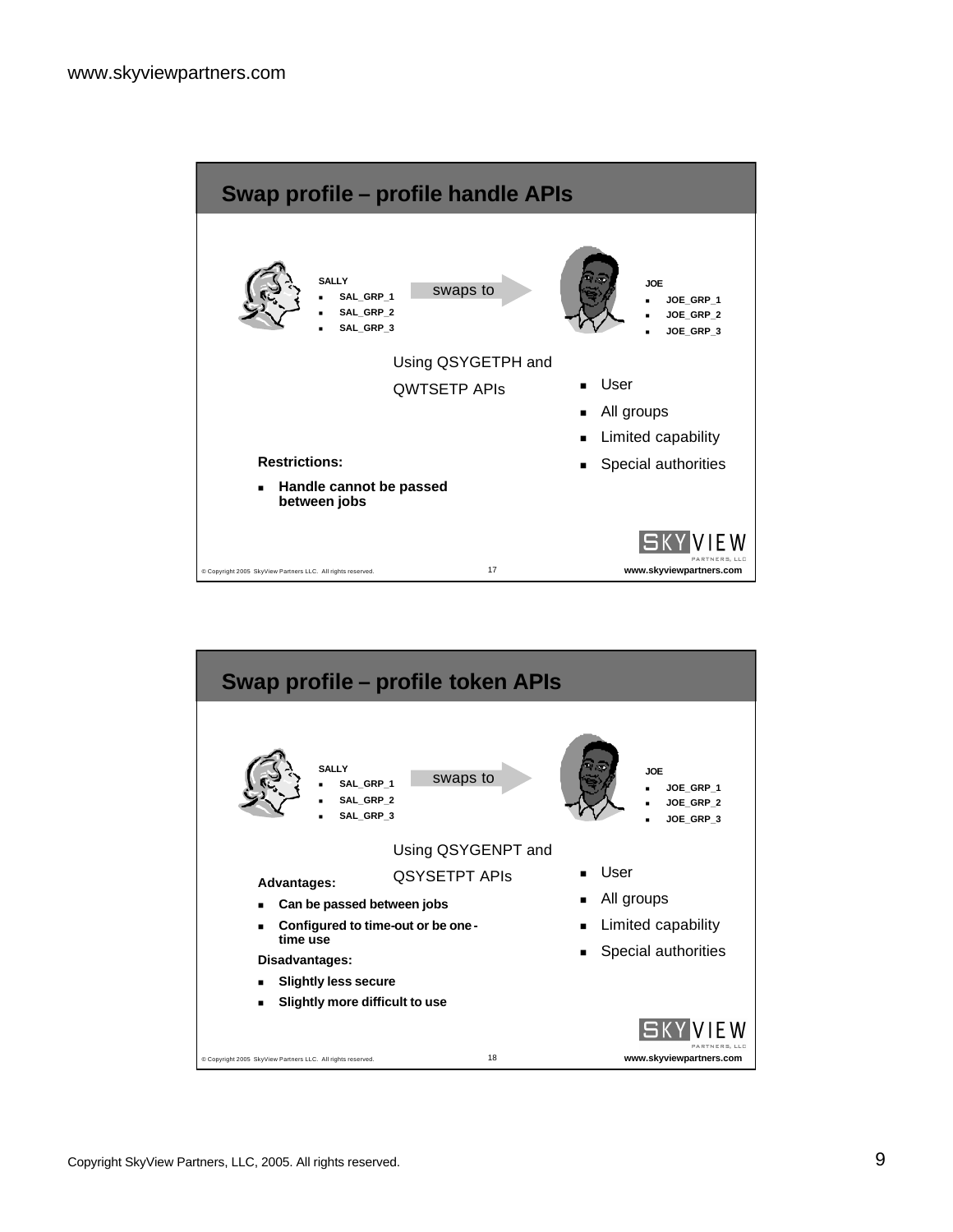## Swap profile – profile handle APIs

**SALLY**
- SAL_GRP_1
- SAL_GRP_2
- SAL_GRP_3

swaps to

**JOE**
- JOE_GRP_1
- JOE_GRP_2
- JOE_GRP_3

Using QSYGETPH and QWTSETP APIs

- User
- All groups
- Limited capability
- Special authorities

**Restrictions:**
- **Handle cannot be passed between jobs**

## Swap profile – profile token APIs

**SALLY**
- SAL_GRP_1
- SAL_GRP_2
- SAL_GRP_3

swaps to

**JOE**
- JOE_GRP_1
- JOE_GRP_2
- JOE_GRP_3

Using QSYGENPT and QSYSETPT APIs

- User
- All groups
- Limited capability
- Special authorities

**Advantages:**
- **Can be passed between jobs**
- **Configured to time-out or be one-time use**

**Disadvantages:**
- **Slightly less secure**
- **Slightly more difficult to use**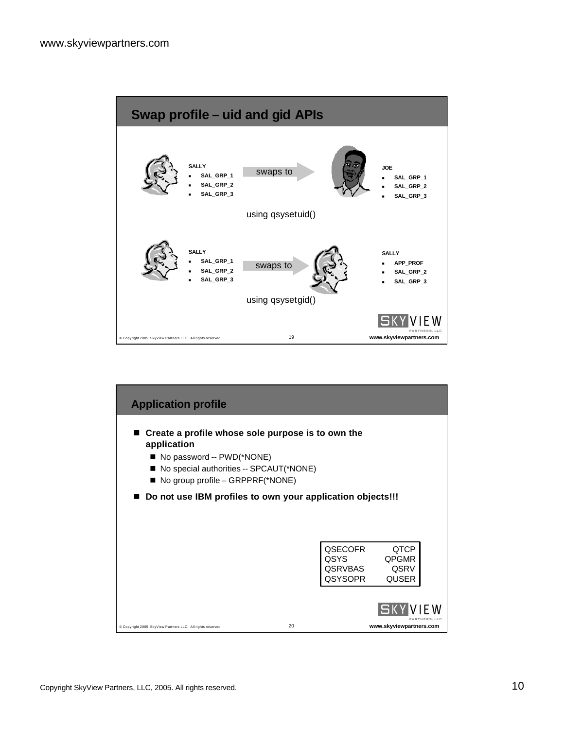## Swap profile – uid and gid APIs

SALLY
- SAL_GRP_1
- SAL_GRP_2
- SAL_GRP_3

swaps to

JOE
- SAL_GRP_1
- SAL_GRP_2
- SAL_GRP_3

using qsysetuid()

SALLY
- SAL_GRP_1
- SAL_GRP_2
- SAL_GRP_3

swaps to

SALLY
- APP_PROF
- SAL_GRP_2
- SAL_GRP_3

using qsysetgid()

## Application profile

- **Create a profile whose sole purpose is to own the application**
  - No password -- PWD(*NONE)
  - No special authorities -- SPCAUT(*NONE)
  - No group profile – GRPPRF(*NONE)
- **Do not use IBM profiles to own your application objects!!!**

| | |
|---|---|
| QSECOFR | QTCP |
| QSYS | QPGMR |
| QSRVBAS | QSRV |
| QSYSOPR | QUSER |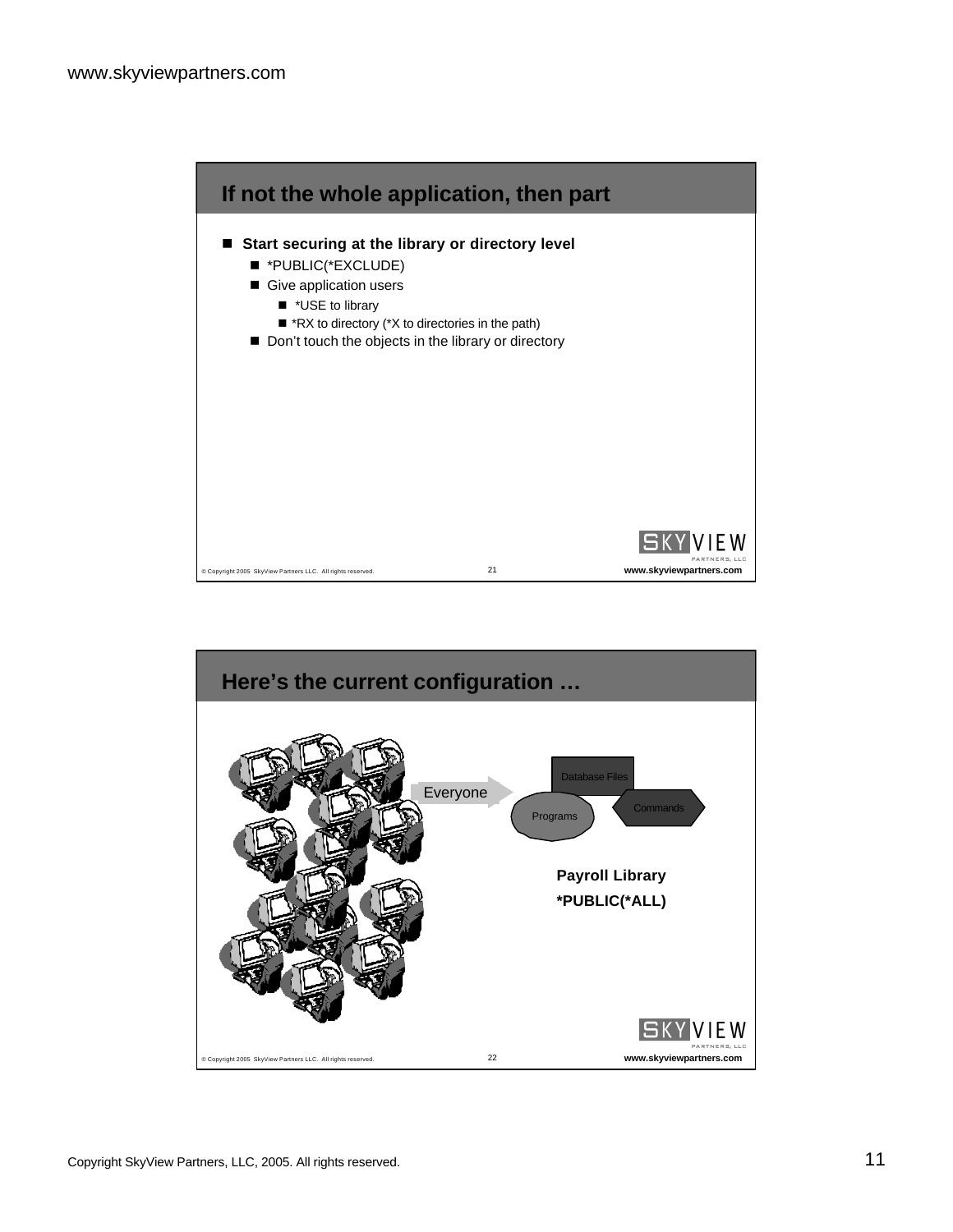## If not the whole application, then part

- **Start securing at the library or directory level**
  - *PUBLIC(*EXCLUDE)
  - Give application users
    - *USE to library
    - *RX to directory (*X to directories in the path)
  - Don't touch the objects in the library or directory

## Here's the current configuration …

Everyone

Database Files

Programs

Commands

**Payroll Library**

***PUBLIC(*ALL)**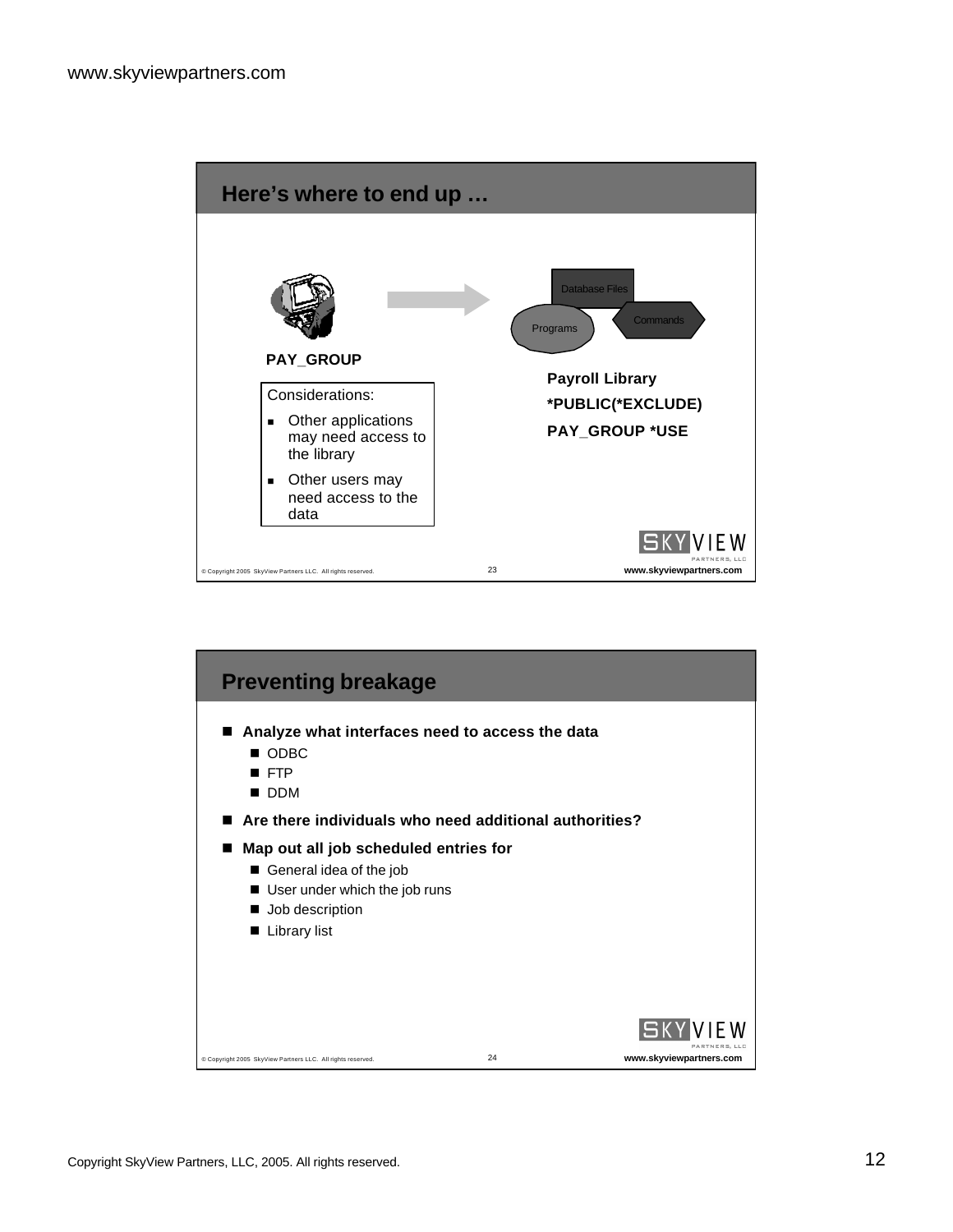## Here's where to end up …

PAY_GROUP

Database Files

Programs

Commands

**Payroll Library**

***PUBLIC(*EXCLUDE)**

**PAY_GROUP *USE**

Considerations:

- Other applications may need access to the library
- Other users may need access to the data

## Preventing breakage

- **Analyze what interfaces need to access the data**
  - ODBC
  - FTP
  - DDM
- **Are there individuals who need additional authorities?**
- **Map out all job scheduled entries for**
  - General idea of the job
  - User under which the job runs
  - Job description
  - Library list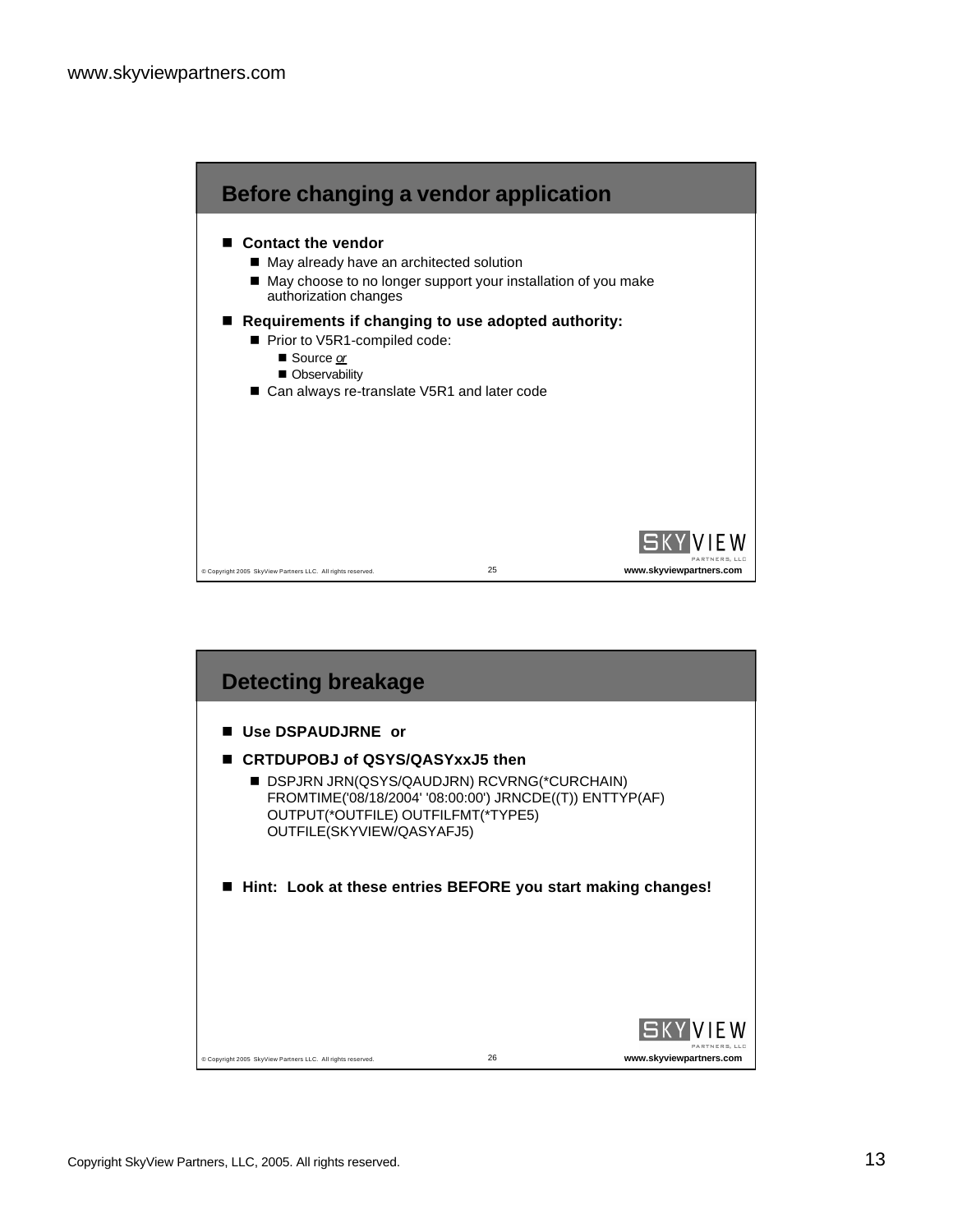## Before changing a vendor application

- **Contact the vendor**
  - May already have an architected solution
  - May choose to no longer support your installation of you make authorization changes
- **Requirements if changing to use adopted authority:**
  - Prior to V5R1-compiled code:
    - Source *or*
    - Observability
  - Can always re-translate V5R1 and later code

## Detecting breakage

- **Use DSPAUDJRNE or**
- **CRTDUPOBJ of QSYS/QASYxxJ5 then**
  - DSPJRN JRN(QSYS/QAUDJRN) RCVRNG(*CURCHAIN) FROMTIME('08/18/2004' '08:00:00') JRNCDE((T)) ENTTYP(AF) OUTPUT(*OUTFILE) OUTFILFMT(*TYPE5) OUTFILE(SKYVIEW/QASYAFJ5)
- **Hint: Look at these entries BEFORE you start making changes!**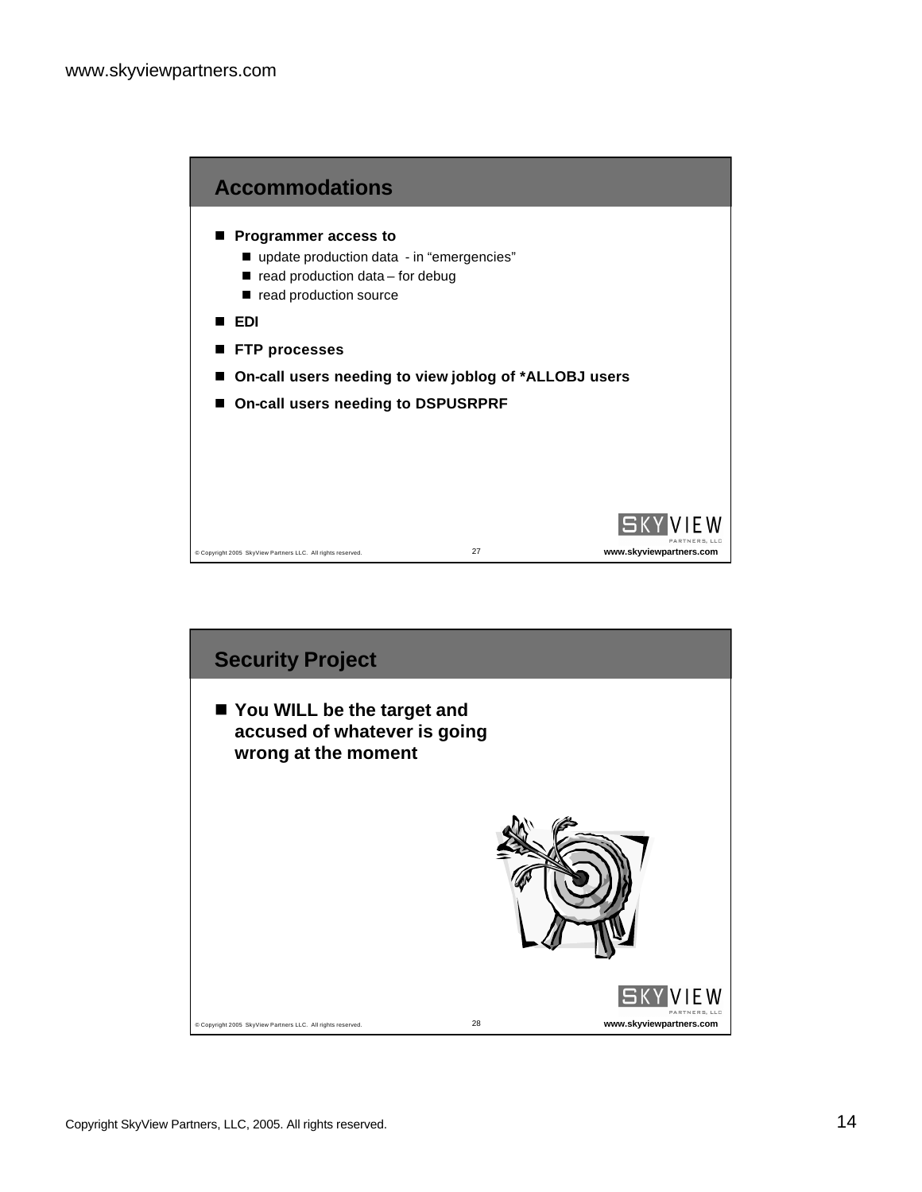## Accommodations

- **Programmer access to**
  - update production data - in "emergencies"
  - read production data – for debug
  - read production source
- **EDI**
- **FTP processes**
- **On-call users needing to view joblog of *ALLOBJ users**
- **On-call users needing to DSPUSRPRF**

## Security Project

- **You WILL be the target and accused of whatever is going wrong at the moment**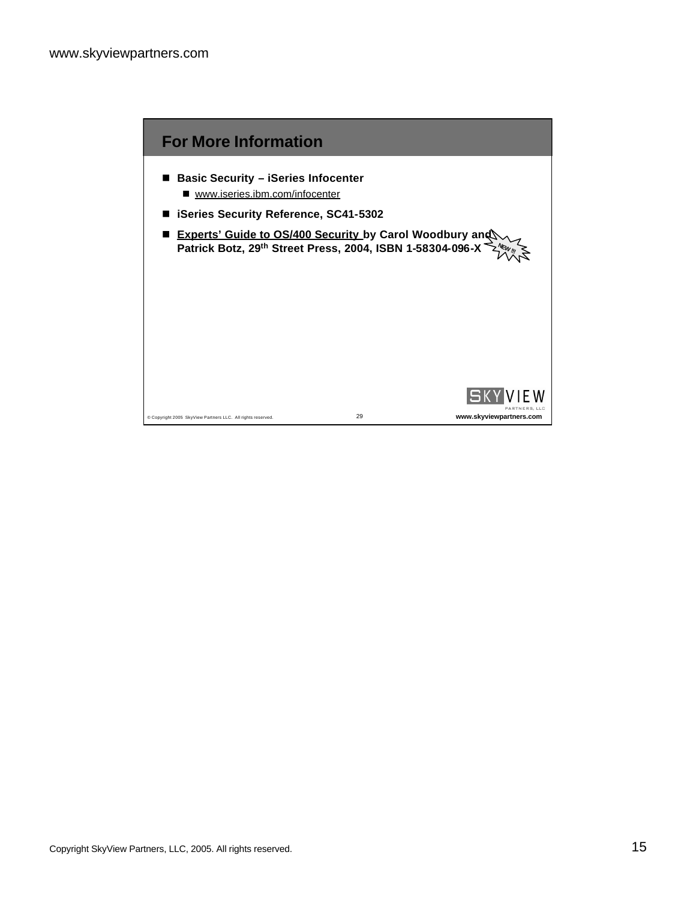## For More Information

- **Basic Security – iSeries Infocenter**
  - www.iseries.ibm.com/infocenter
- **iSeries Security Reference, SC41-5302**
- **Experts' Guide to OS/400 Security by Carol Woodbury and Patrick Botz, 29th Street Press, 2004, ISBN 1-58304-096-X**

NEW !!!

© Copyright 2005 SkyView Partners LLC. All rights reserved.

29

www.skyviewpartners.com